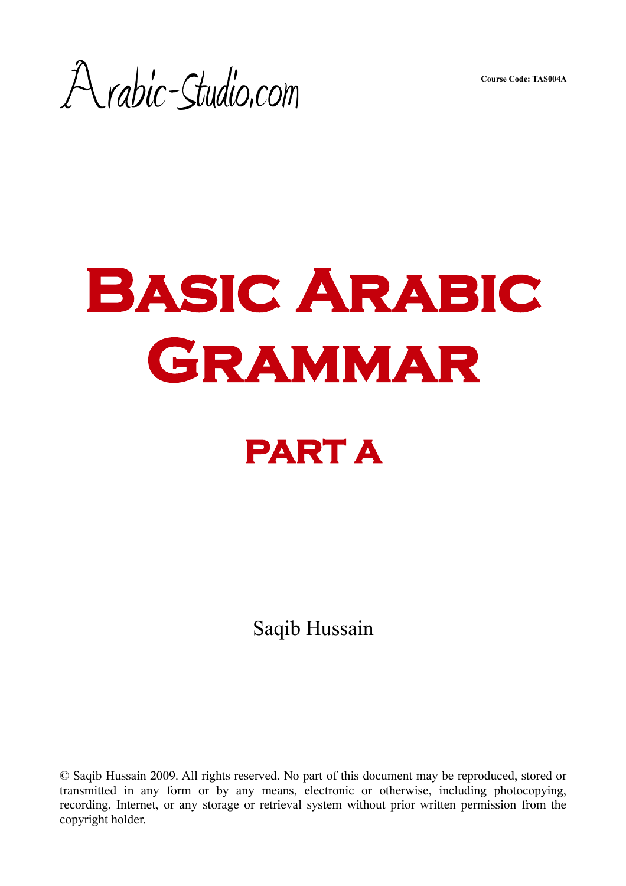Arabic-Studio.com

**Course Code: TAS004A**

# Basic Arabic Grammar

## PART A

Saqib Hussain

© Saqib Hussain 2009. All rights reserved. No part of this document may be reproduced, stored or transmitted in any form or by any means, electronic or otherwise, including photocopying, recording, Internet, or any storage or retrieval system without prior written permission from the copyright holder.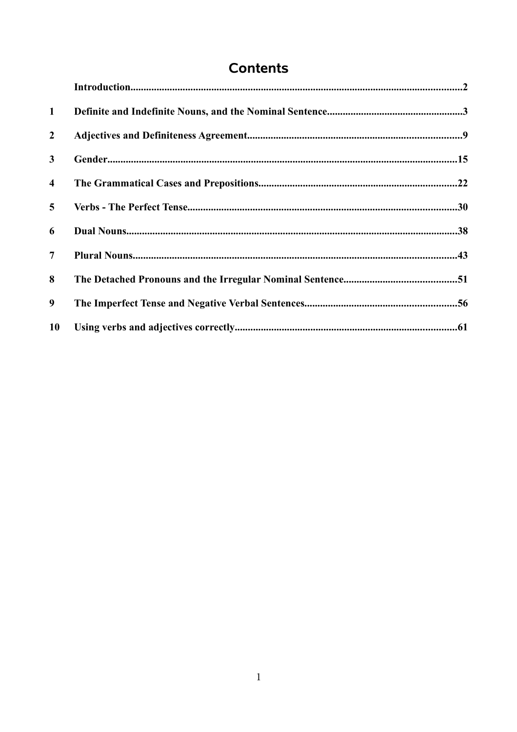# Contents

| | | |
|---|---|---|
| | Introduction | 2 |
| 1 | Definite and Indefinite Nouns, and the Nominal Sentence | 3 |
| 2 | Adjectives and Definiteness Agreement | 9 |
| 3 | Gender | 15 |
| 4 | The Grammatical Cases and Prepositions | 22 |
| 5 | Verbs - The Perfect Tense | 30 |
| 6 | Dual Nouns | 38 |
| 7 | Plural Nouns | 43 |
| 8 | The Detached Pronouns and the Irregular Nominal Sentence | 51 |
| 9 | The Imperfect Tense and Negative Verbal Sentences | 56 |
| 10 | Using verbs and adjectives correctly | 61 |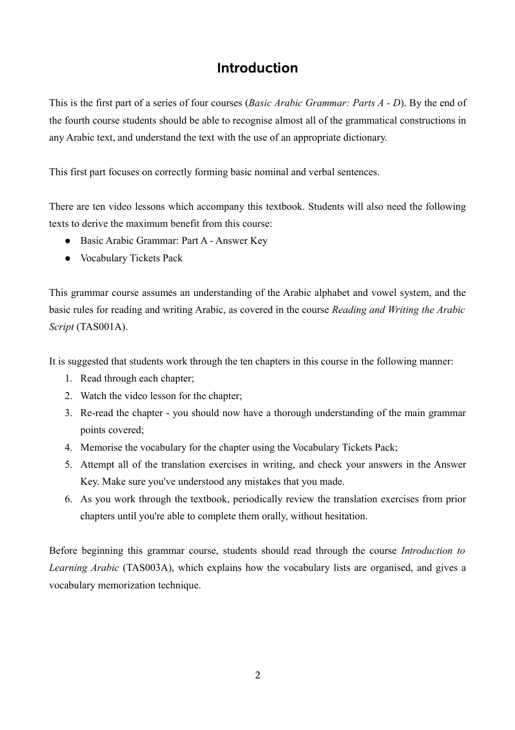# Introduction

This is the first part of a series of four courses (*Basic Arabic Grammar: Parts A - D*). By the end of the fourth course students should be able to recognise almost all of the grammatical constructions in any Arabic text, and understand the text with the use of an appropriate dictionary.

This first part focuses on correctly forming basic nominal and verbal sentences.

There are ten video lessons which accompany this textbook. Students will also need the following texts to derive the maximum benefit from this course:

- Basic Arabic Grammar: Part A - Answer Key
- Vocabulary Tickets Pack

This grammar course assumes an understanding of the Arabic alphabet and vowel system, and the basic rules for reading and writing Arabic, as covered in the course *Reading and Writing the Arabic Script* (TAS001A).

It is suggested that students work through the ten chapters in this course in the following manner:

1. Read through each chapter;
2. Watch the video lesson for the chapter;
3. Re-read the chapter - you should now have a thorough understanding of the main grammar points covered;
4. Memorise the vocabulary for the chapter using the Vocabulary Tickets Pack;
5. Attempt all of the translation exercises in writing, and check your answers in the Answer Key. Make sure you've understood any mistakes that you made.
6. As you work through the textbook, periodically review the translation exercises from prior chapters until you're able to complete them orally, without hesitation.

Before beginning this grammar course, students should read through the course *Introduction to Learning Arabic* (TAS003A), which explains how the vocabulary lists are organised, and gives a vocabulary memorization technique.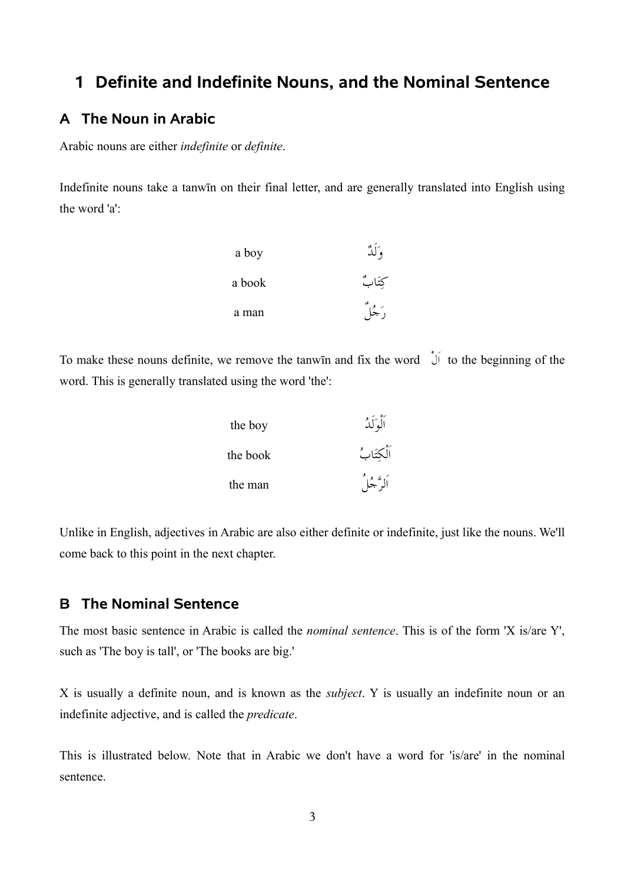# 1 Definite and Indefinite Nouns, and the Nominal Sentence

## A The Noun in Arabic

Arabic nouns are either *indefinite* or *definite*.

Indefinite nouns take a tanwīn on their final letter, and are generally translated into English using the word 'a':

| | |
|---|---|
| a boy | وَلَدٌ |
| a book | كِتَابٌ |
| a man | رَجُلٌ |

To make these nouns definite, we remove the tanwīn and fix the word اَلْ to the beginning of the word. This is generally translated using the word 'the':

| | |
|---|---|
| the boy | اَلْوَلَدُ |
| the book | اَلْكِتَابُ |
| the man | اَلرَّجُلُ |

Unlike in English, adjectives in Arabic are also either definite or indefinite, just like the nouns. We'll come back to this point in the next chapter.

## B The Nominal Sentence

The most basic sentence in Arabic is called the *nominal sentence*. This is of the form 'X is/are Y', such as 'The boy is tall', or 'The books are big.'

X is usually a definite noun, and is known as the *subject*. Y is usually an indefinite noun or an indefinite adjective, and is called the *predicate*.

This is illustrated below. Note that in Arabic we don't have a word for 'is/are' in the nominal sentence.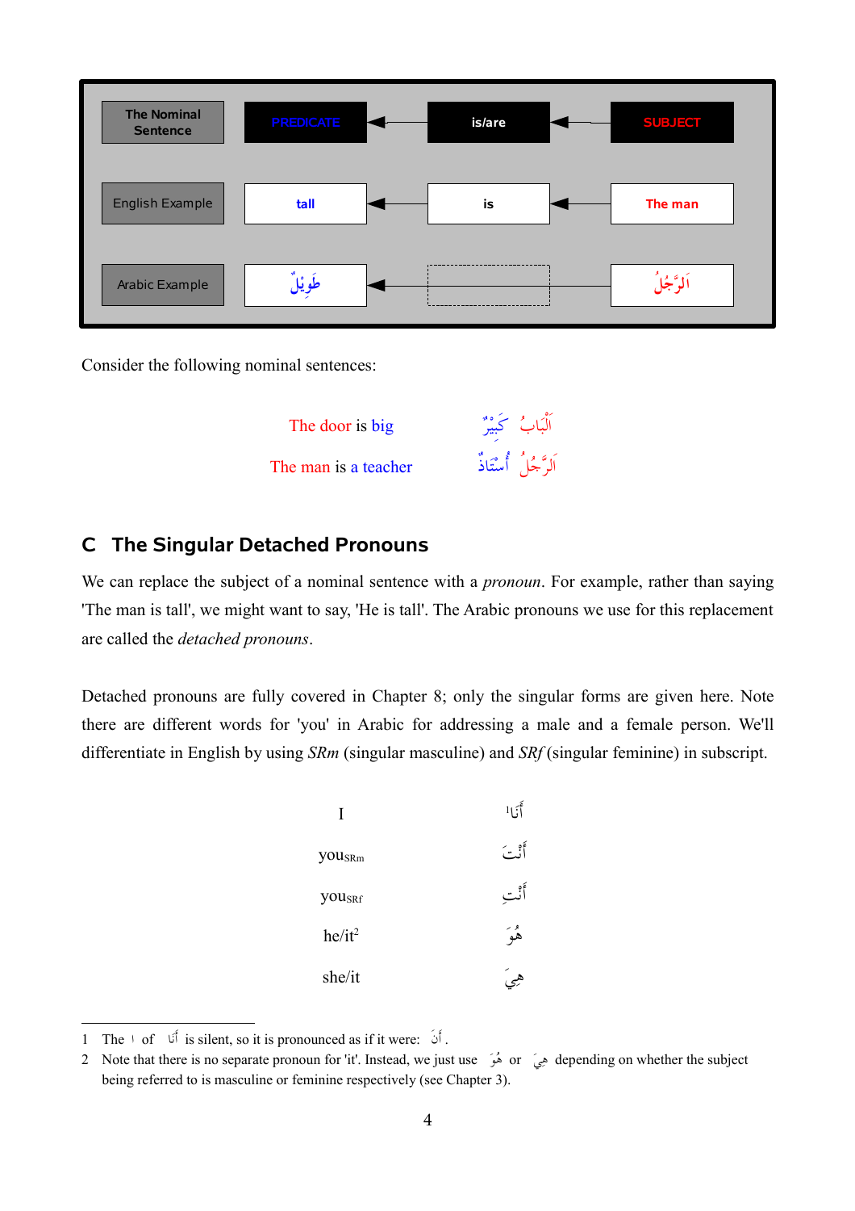| The Nominal Sentence | PREDICATE | is/are | SUBJECT |
|---|---|---|---|
| English Example | tall | is | The man |
| Arabic Example | طَوِيلٌ | | اَلرَّجُلُ |

Consider the following nominal sentences:

| | |
|---|---|
| The door is big | اَلْبَابُ كَبِيرٌ |
| The man is a teacher | اَلرَّجُلُ أُسْتَاذٌ |

## C The Singular Detached Pronouns

We can replace the subject of a nominal sentence with a *pronoun*. For example, rather than saying 'The man is tall', we might want to say, 'He is tall'. The Arabic pronouns we use for this replacement are called the *detached pronouns*.

Detached pronouns are fully covered in Chapter 8; only the singular forms are given here. Note there are different words for 'you' in Arabic for addressing a male and a female person. We'll differentiate in English by using *SRm* (singular masculine) and *SRf* (singular feminine) in subscript.

| | |
|---|---|
| I | أَنَا[1] |
| you$_{SRm}$ | أَنْتَ |
| you$_{SRf}$ | أَنْتِ |
| he/it[2] | هُوَ |
| she/it | هِيَ |

1 The ا of أَنَا is silent, so it is pronounced as if it were: أَنَ .

2 Note that there is no separate pronoun for 'it'. Instead, we just use هُوَ or هِيَ depending on whether the subject being referred to is masculine or feminine respectively (see Chapter 3).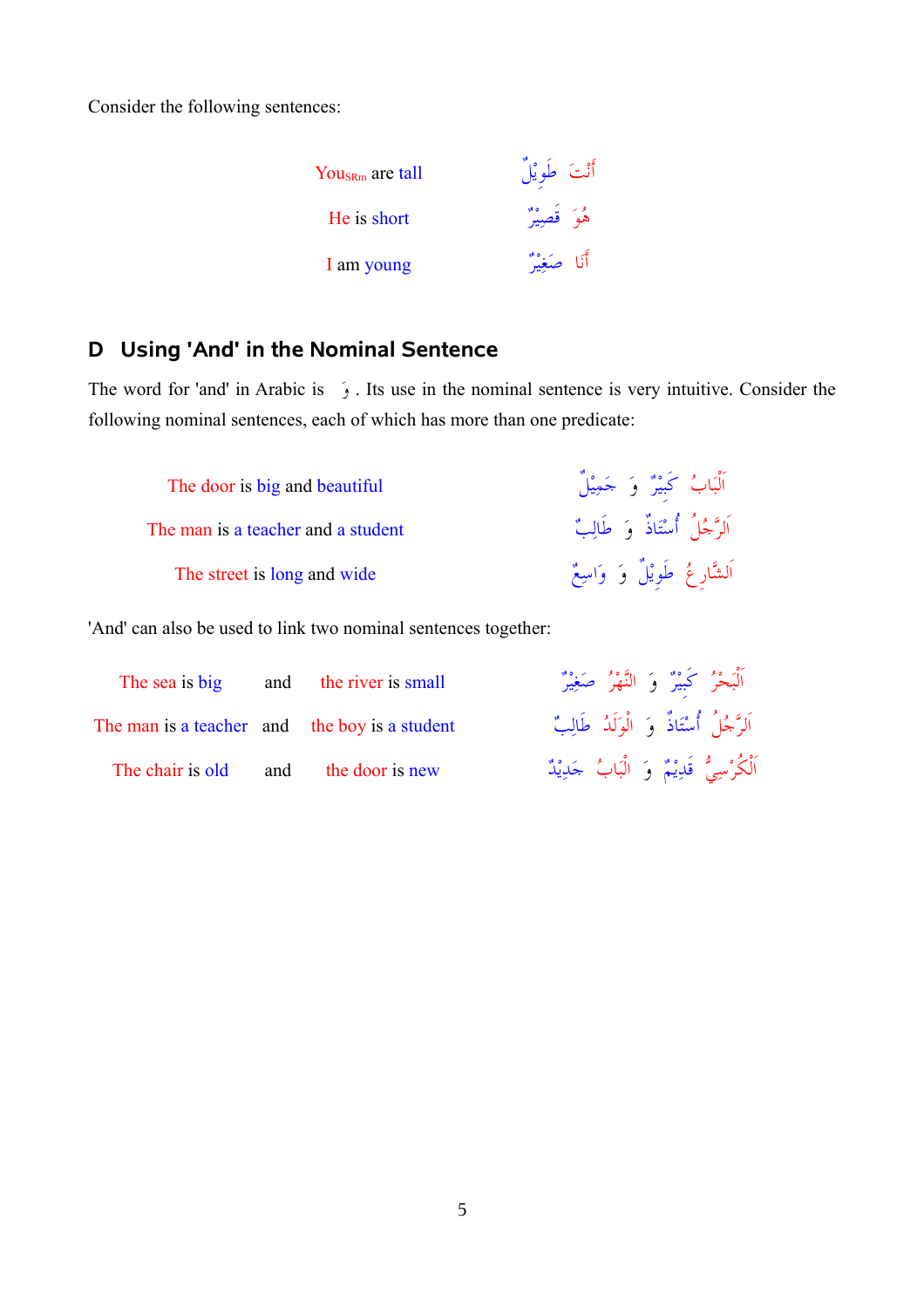Consider the following sentences:

| | |
|---|---|
| You$_{SRm}$ are tall | أَنْتَ طَوِيْلٌ |
| He is short | هُوَ قَصِيْرٌ |
| I am young | أَنَا صَغِيْرٌ |

## D Using 'And' in the Nominal Sentence

The word for 'and' in Arabic is وَ . Its use in the nominal sentence is very intuitive. Consider the following nominal sentences, each of which has more than one predicate:

| | |
|---|---|
| The door is big and beautiful | اَلْبَابُ كَبِيْرٌ وَ جَمِيْلٌ |
| The man is a teacher and a student | اَلرَّجُلُ أُسْتَاذٌ وَ طَالِبٌ |
| The street is long and wide | اَلشَّارِعُ طَوِيْلٌ وَ وَاسِعٌ |

'And' can also be used to link two nominal sentences together:

| | | | |
|---|---|---|---|
| The sea is big | and | the river is small | اَلْبَحْرُ كَبِيْرٌ وَ النَّهْرُ صَغِيْرٌ |
| The man is a teacher | and | the boy is a student | اَلرَّجُلُ أُسْتَاذٌ وَ الْوَلَدُ طَالِبٌ |
| The chair is old | and | the door is new | اَلْكُرْسِيُّ قَدِيْمٌ وَ الْبَابُ جَدِيْدٌ |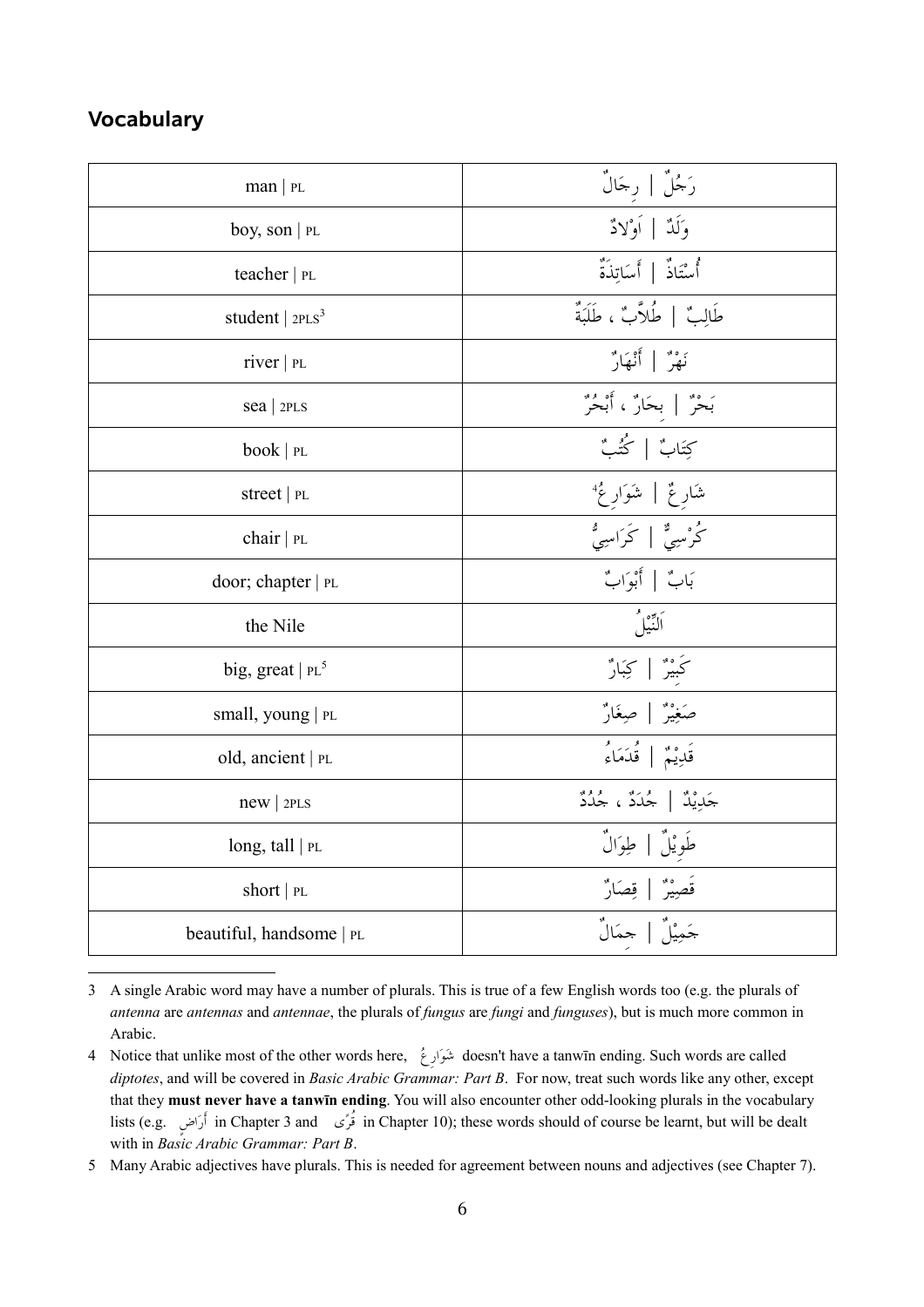## Vocabulary

| | |
|---|---|
| man \| PL | رَجُلٌ \| رِجَالٌ |
| boy, son \| PL | وَلَدٌ \| اَوْلَادٌ |
| teacher \| PL | أُسْتَاذٌ \| أَسَاتِذَةٌ |
| student \| 2PLS[3] | طَالِبٌ \| طُلَّابٌ ، طَلَبَةٌ |
| river \| PL | نَهْرٌ \| أَنْهَارٌ |
| sea \| 2PLS | بَحْرٌ \| بِحَارٌ ، أَبْحُرٌ |
| book \| PL | كِتَابٌ \| كُتُبٌ |
| street \| PL | شَارِعٌ \| شَوَارِعُ[4] |
| chair \| PL | كُرْسِيٌّ \| كَرَاسِيُّ |
| door; chapter \| PL | بَابٌ \| أَبْوَابٌ |
| the Nile | اَلنِّيْلُ |
| big, great \| PL[5] | كَبِيْرٌ \| كِبَارٌ |
| small, young \| PL | صَغِيْرٌ \| صِغَارٌ |
| old, ancient \| PL | قَدِيْمٌ \| قُدَمَاءُ |
| new \| 2PLS | جَدِيْدٌ \| جُدَدٌ ، جُدُدٌ |
| long, tall \| PL | طَوِيْلٌ \| طِوَالٌ |
| short \| PL | قَصِيْرٌ \| قِصَارٌ |
| beautiful, handsome \| PL | جَمِيْلٌ \| جِمَالٌ |

3 A single Arabic word may have a number of plurals. This is true of a few English words too (e.g. the plurals of *antenna* are *antennas* and *antennae*, the plurals of *fungus* are *fungi* and *funguses*), but is much more common in Arabic.

4 Notice that unlike most of the other words here, شَوَارِعُ doesn't have a tanwīn ending. Such words are called *diptotes*, and will be covered in *Basic Arabic Grammar: Part B*. For now, treat such words like any other, except that they **must never have a tanwīn ending**. You will also encounter other odd-looking plurals in the vocabulary lists (e.g. أَرَاضٍ in Chapter 3 and قُرًى in Chapter 10); these words should of course be learnt, but will be dealt with in *Basic Arabic Grammar: Part B*.

5 Many Arabic adjectives have plurals. This is needed for agreement between nouns and adjectives (see Chapter 7).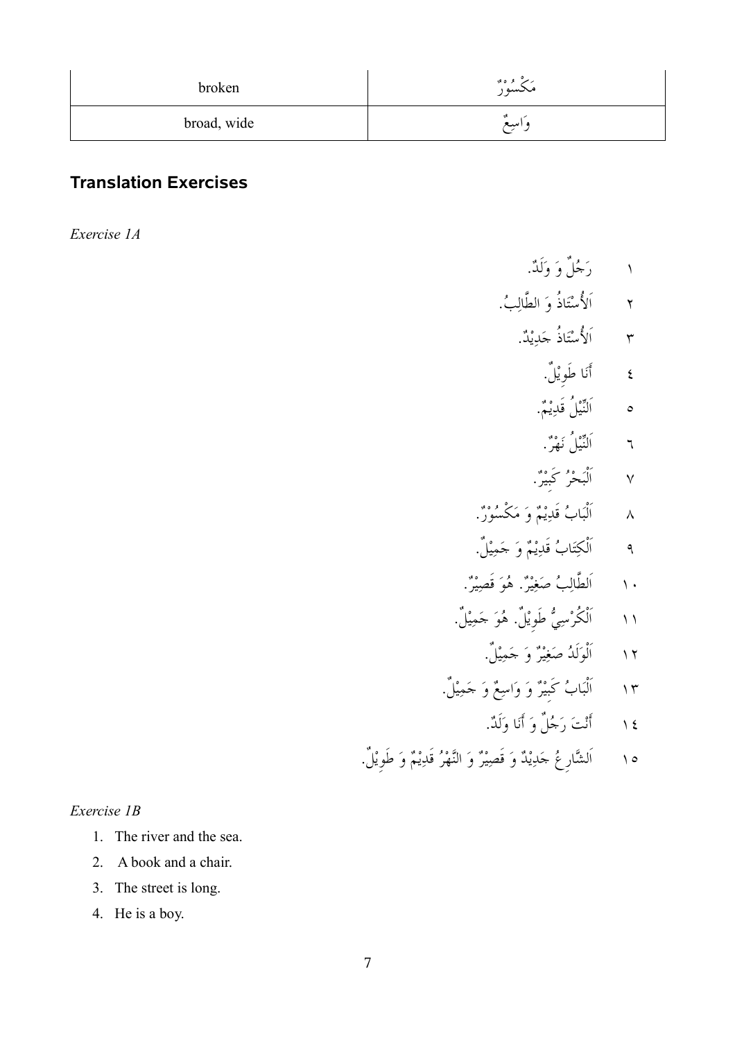| broken | مَكْسُوْرٌ |
|---|---|
| broad, wide | وَاسِعٌ |

## Translation Exercises

*Exercise 1A*

١ رَجُلٌ وَ وَلَدٌ.

٢ اَلْأُسْتَاذُ وَ الطَّالِبُ.

٣ اَلْأُسْتَاذُ جَدِيْدٌ.

٤ أَنَا طَوِيْلٌ.

٥ اَلنِّيْلُ قَدِيْمٌ.

٦ اَلنِّيْلُ نَهْرٌ.

٧ اَلْبَحْرُ كَبِيْرٌ.

٨ اَلْبَابُ قَدِيْمٌ وَ مَكْسُوْرٌ.

٩ اَلْكِتَابُ قَدِيْمٌ وَ جَمِيْلٌ.

١٠ اَلطَّالِبُ صَغِيْرٌ. هُوَ قَصِيْرٌ.

١١ اَلْكُرْسِيُّ طَوِيْلٌ. هُوَ جَمِيْلٌ.

١٢ اَلْوَلَدُ صَغِيْرٌ وَ جَمِيْلٌ.

١٣ اَلْبَابُ كَبِيْرٌ وَ وَاسِعٌ وَ جَمِيْلٌ.

١٤ أَنْتَ رَجُلٌ وَ أَنَا وَلَدٌ.

١٥ اَلشَّارِعُ جَدِيْدٌ وَ قَصِيْرٌ وَ النَّهْرُ قَدِيْمٌ وَ طَوِيْلٌ.

*Exercise 1B*

1. The river and the sea.
2. A book and a chair.
3. The street is long.
4. He is a boy.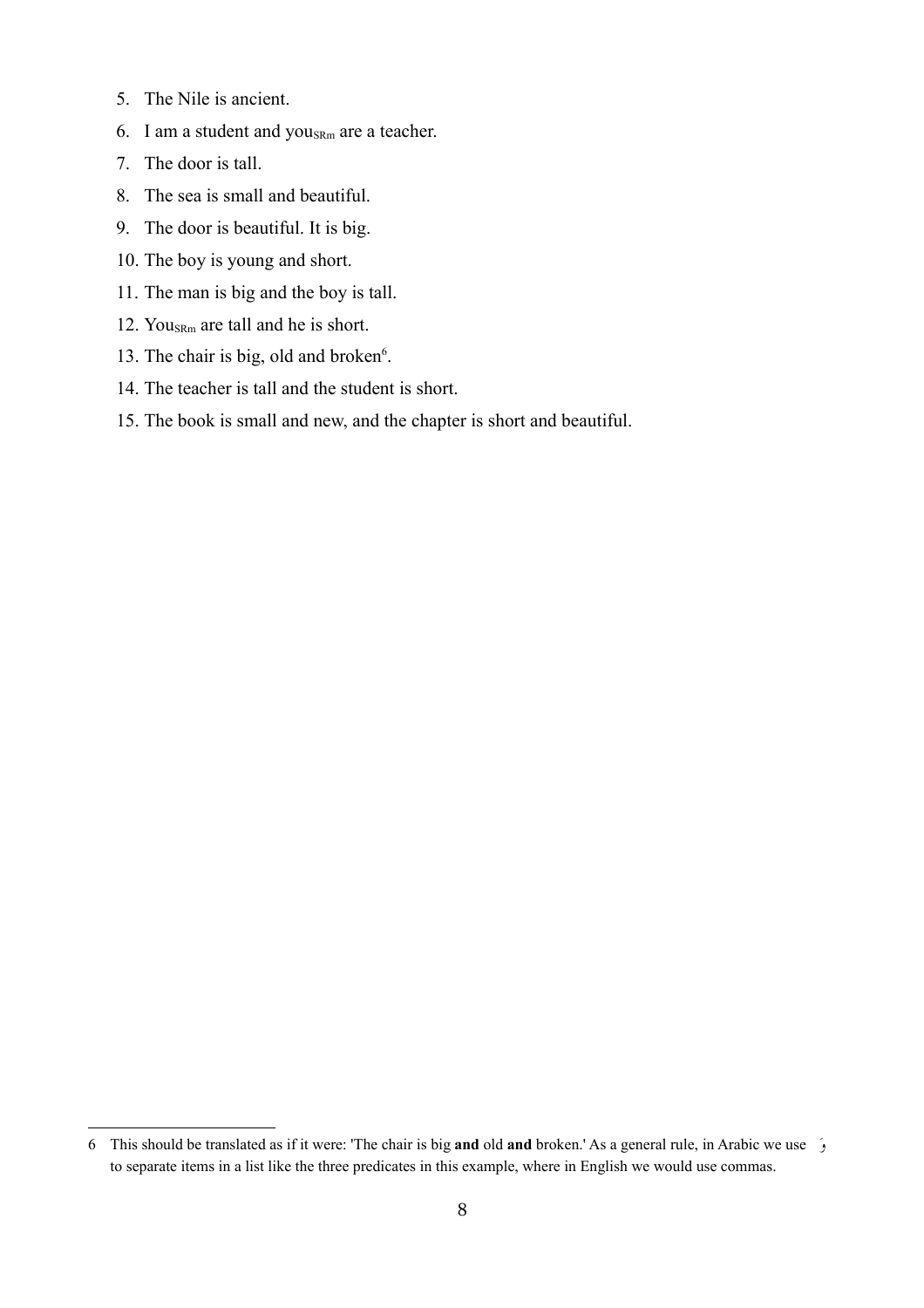5. The Nile is ancient.
6. I am a student and $you_{SRm}$ are a teacher.
7. The door is tall.
8. The sea is small and beautiful.
9. The door is beautiful. It is big.
10. The boy is young and short.
11. The man is big and the boy is tall.
12. $You_{SRm}$ are tall and he is short.
13. The chair is big, old and broken[6].
14. The teacher is tall and the student is short.
15. The book is small and new, and the chapter is short and beautiful.

---

6 This should be translated as if it were: 'The chair is big **and** old **and** broken.' As a general rule, in Arabic we use وَ to separate items in a list like the three predicates in this example, where in English we would use commas.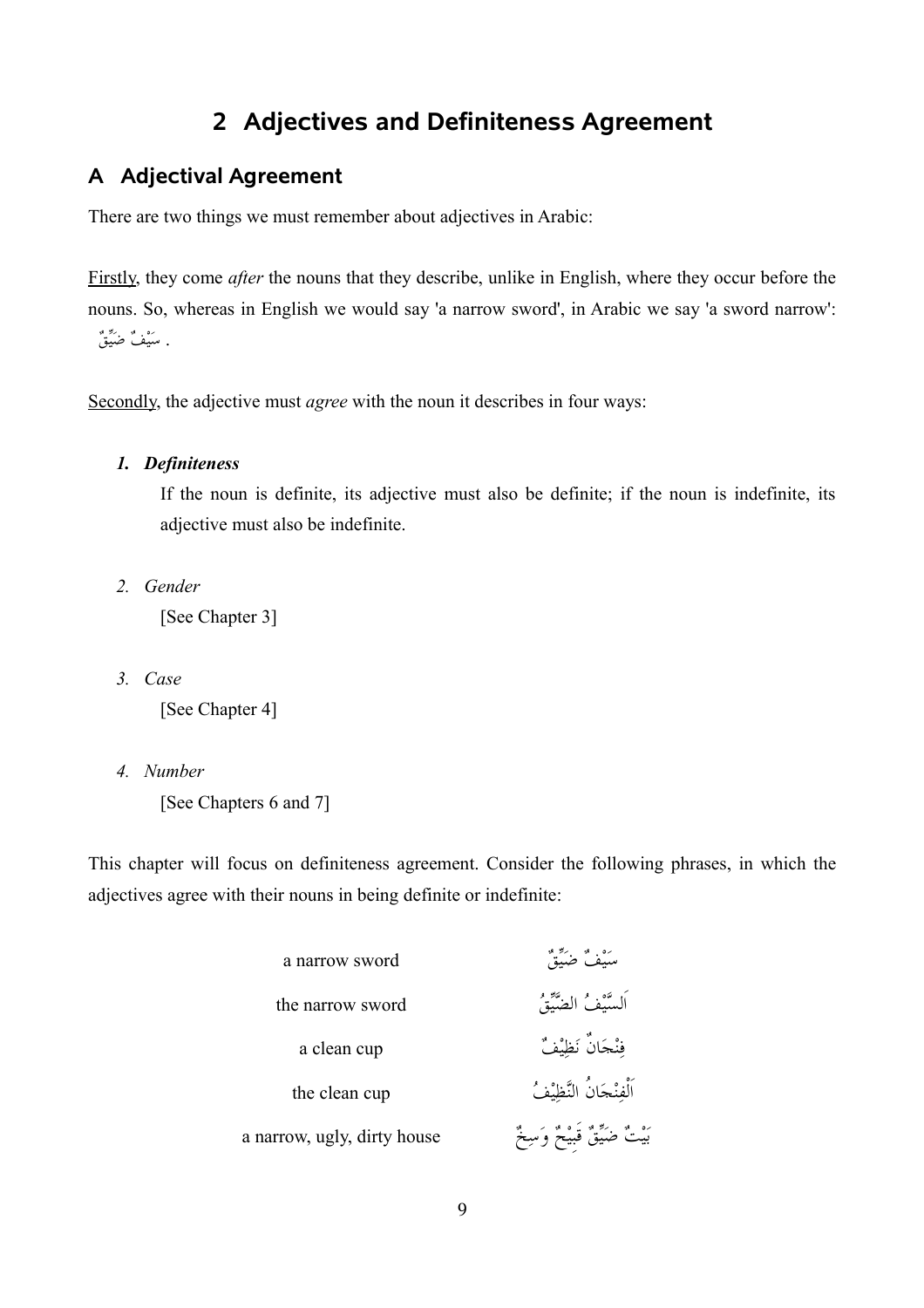# 2 Adjectives and Definiteness Agreement

## A Adjectival Agreement

There are two things we must remember about adjectives in Arabic:

Firstly, they come *after* the nouns that they describe, unlike in English, where they occur before the nouns. So, whereas in English we would say 'a narrow sword', in Arabic we say 'a sword narrow': سَيْفٌ ضَيِّقٌ .

Secondly, the adjective must *agree* with the noun it describes in four ways:

1. ***Definiteness***

   If the noun is definite, its adjective must also be definite; if the noun is indefinite, its adjective must also be indefinite.

2. *Gender*

   [See Chapter 3]

3. *Case*

   [See Chapter 4]

4. *Number*

   [See Chapters 6 and 7]

This chapter will focus on definiteness agreement. Consider the following phrases, in which the adjectives agree with their nouns in being definite or indefinite:

| | |
|---|---|
| a narrow sword | سَيْفٌ ضَيِّقٌ |
| the narrow sword | اَلسَّيْفُ الضَّيِّقُ |
| a clean cup | فِنْجَانٌ نَظِيْفٌ |
| the clean cup | اَلْفِنْجَانُ النَّظِيْفُ |
| a narrow, ugly, dirty house | بَيْتٌ ضَيِّقٌ قَبِيْحٌ وَسِخٌ |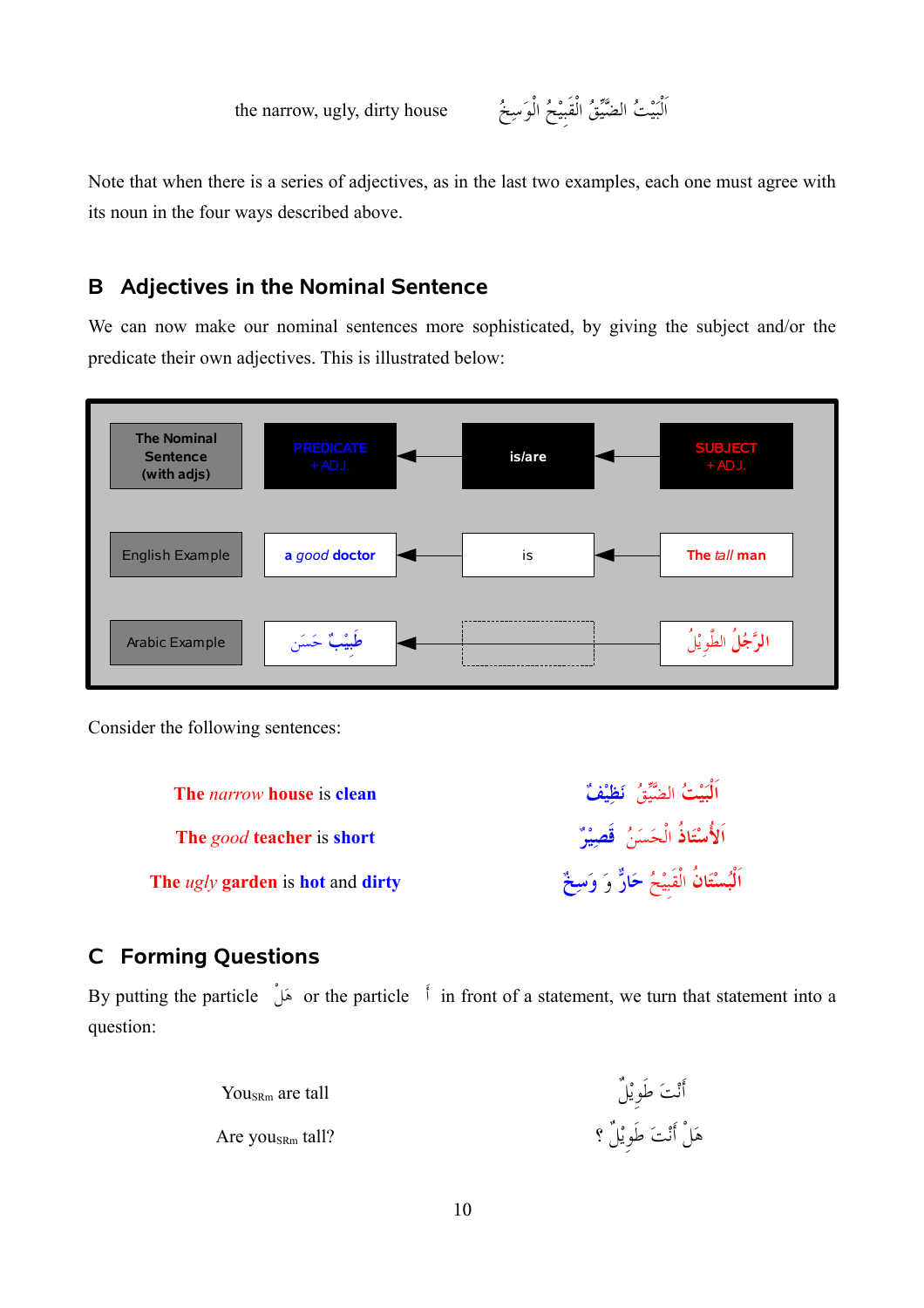| the narrow, ugly, dirty house | اَلْبَيْتُ الضَّيِّقُ الْقَبِيْحُ الْوَسِخُ |
|---|---|

Note that when there is a series of adjectives, as in the last two examples, each one must agree with its noun in the four ways described above.

## B Adjectives in the Nominal Sentence

We can now make our nominal sentences more sophisticated, by giving the subject and/or the predicate their own adjectives. This is illustrated below:

| The Nominal Sentence (with adjs) | PREDICATE + ADJ. | is/are | SUBJECT + ADJ. |
|---|---|---|---|
| English Example | a *good* doctor | is | The *tall* man |
| Arabic Example | طَبِيْبٌ حَسَنٌ | | الرَّجُلُ الطَّوِيْلُ |

Consider the following sentences:

| | |
|---|---|
| The *narrow* house is clean | اَلْبَيْتُ الضَّيِّقُ نَظِيْفٌ |
| The *good* teacher is short | اَلأُسْتَاذُ الْحَسَنُ قَصِيْرٌ |
| The *ugly* garden is hot and dirty | اَلْبُسْتَانُ الْقَبِيْحُ حَارٌّ وَ وَسِخٌ |

## C Forming Questions

By putting the particle هَلْ or the particle أَ in front of a statement, we turn that statement into a question:

| | |
|---|---|
| You$_{SRm}$ are tall | أَنْتَ طَوِيْلٌ |
| Are you$_{SRm}$ tall? | هَلْ أَنْتَ طَوِيْلٌ ؟ |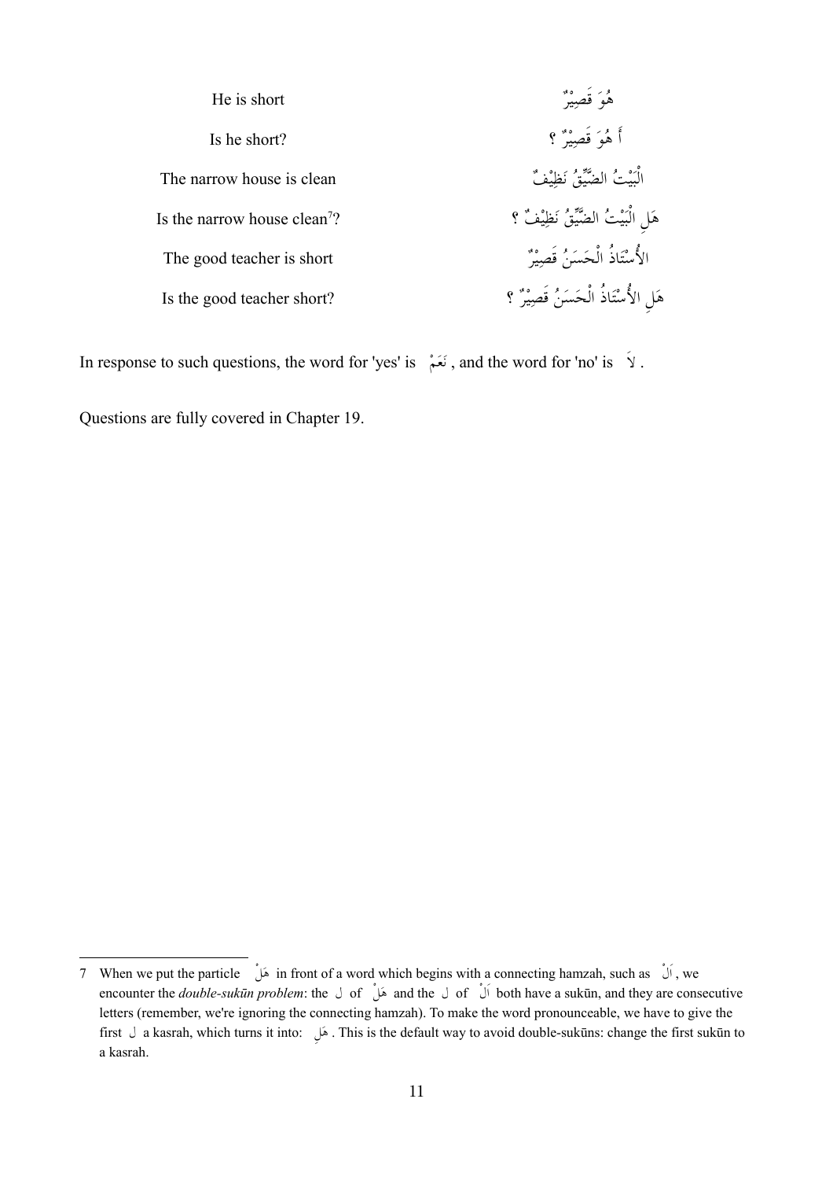| | |
|---|---|
| He is short | هُوَ قَصِيْرٌ |
| Is he short? | أَ هُوَ قَصِيْرٌ ؟ |
| The narrow house is clean | الْبَيْتُ الضَّيِّقُ نَظِيْفٌ |
| Is the narrow house clean[7]? | هَلِ الْبَيْتُ الضَّيِّقُ نَظِيْفٌ ؟ |
| The good teacher is short | الأُسْتَاذُ الْحَسَنُ قَصِيْرٌ |
| Is the good teacher short? | هَلِ الأُسْتَاذُ الْحَسَنُ قَصِيْرٌ ؟ |

In response to such questions, the word for 'yes' is نَعَمْ , and the word for 'no' is لاَ .

Questions are fully covered in Chapter 19.

---

7 When we put the particle هَلْ in front of a word which begins with a connecting hamzah, such as اَلْ , we encounter the *double-sukūn problem*: the ل of هَلْ and the ل of اَلْ both have a sukūn, and they are consecutive letters (remember, we're ignoring the connecting hamzah). To make the word pronounceable, we have to give the first ل a kasrah, which turns it into: هَلِ . This is the default way to avoid double-sukūns: change the first sukūn to a kasrah.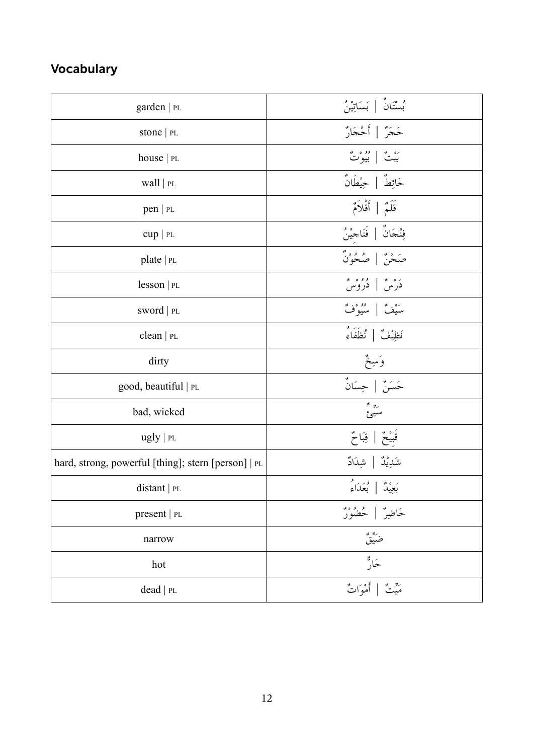## Vocabulary

| garden \| PL | بُسْتَانٌ \| بَسَاتِيْنُ |
|---|---|
| stone \| PL | حَجَرٌ \| أَحْجَارٌ |
| house \| PL | بَيْتٌ \| بُيُوْتٌ |
| wall \| PL | حَائِطٌ \| حِيْطَانٌ |
| pen \| PL | قَلَمٌ \| أَقْلَامٌ |
| cup \| PL | فِنْجَانٌ \| فَنَاجِيْنُ |
| plate \| PL | صَحْنٌ \| صُحُوْنٌ |
| lesson \| PL | دَرْسٌ \| دُرُوْسٌ |
| sword \| PL | سَيْفٌ \| سُيُوْفٌ |
| clean \| PL | نَظِيْفٌ \| نُظَفَاءُ |
| dirty | وَسِخٌ |
| good, beautiful \| PL | حَسَنٌ \| حِسَانٌ |
| bad, wicked | سَيِّئٌ |
| ugly \| PL | قَبِيْحٌ \| قِبَاحٌ |
| hard, strong, powerful [thing]; stern [person] \| PL | شَدِيْدٌ \| شِدَادٌ |
| distant \| PL | بَعِيْدٌ \| بُعَدَاءُ |
| present \| PL | حَاضِرٌ \| حُضُوْرٌ |
| narrow | ضَيِّقٌ |
| hot | حَارٌّ |
| dead \| PL | مَيِّتٌ \| أَمْوَاتٌ |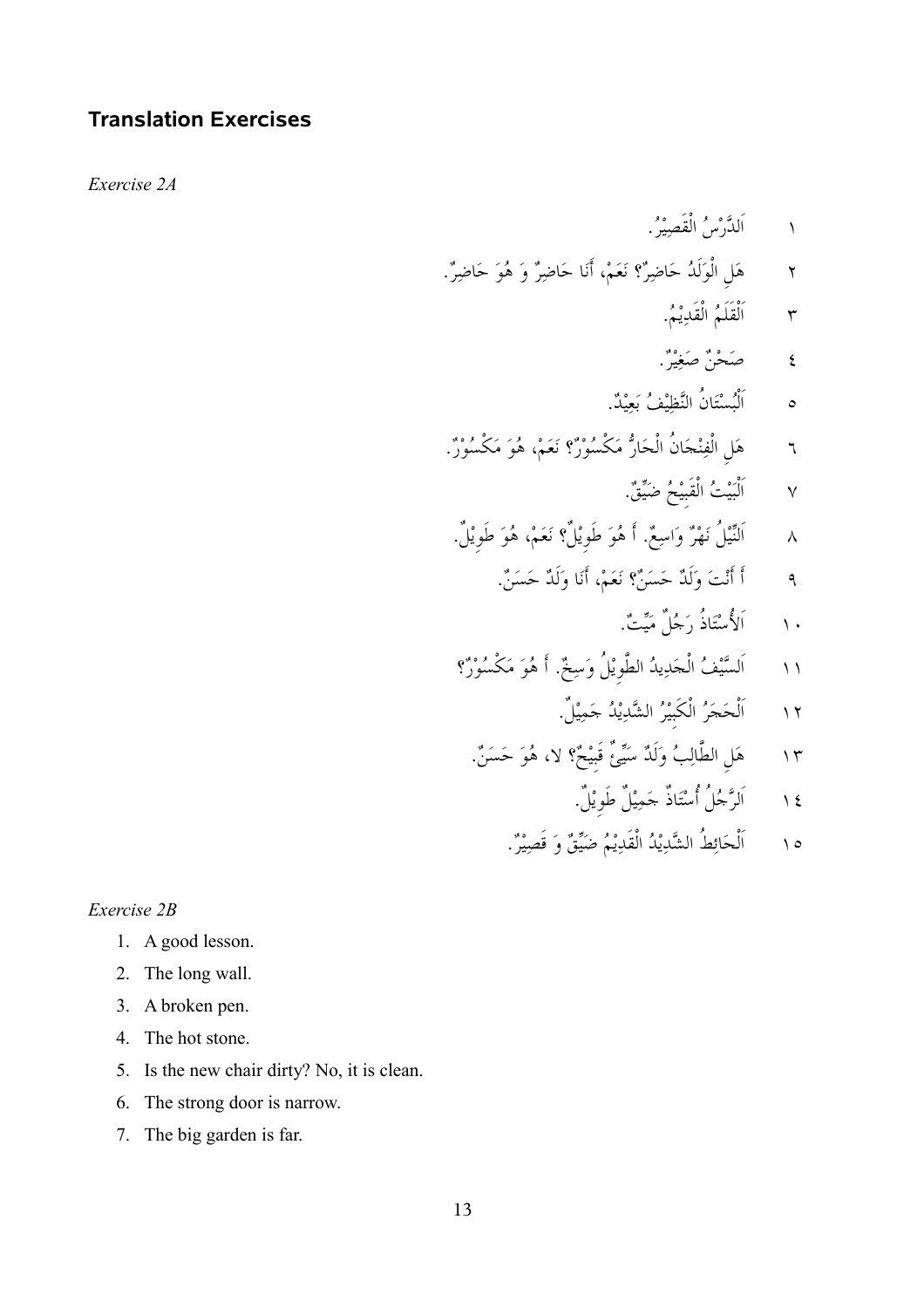## Translation Exercises

*Exercise 2A*

١ اَلدَّرْسُ الْقَصِيْرُ.

٢ هَلِ الْوَلَدُ حَاضِرٌ؟ نَعَمْ، أَنَا حَاضِرٌ وَ هُوَ حَاضِرٌ.

٣ اَلْقَلَمُ الْقَدِيْمُ.

٤ صَحْنٌ صَغِيْرٌ.

٥ اَلْبُسْتَانُ النَّظِيْفُ بَعِيْدٌ.

٦ هَلِ الْفِنْجَانُ الْحَارُّ مَكْسُوْرٌ؟ نَعَمْ، هُوَ مَكْسُوْرٌ.

٧ اَلْبَيْتُ الْقَبِيْحُ ضَيِّقٌ.

٨ اَلنِّيْلُ نَهْرٌ وَاسِعٌ. أَ هُوَ طَوِيْلٌ؟ نَعَمْ، هُوَ طَوِيْلٌ.

٩ أَ أَنْتَ وَلَدٌ حَسَنٌ؟ نَعَمْ، أَنَا وَلَدٌ حَسَنٌ.

١٠ اَلأُسْتَاذُ رَجُلٌ مَيِّتٌ.

١١ اَلسَّيْفُ الْحَدِيدُ الطَّوِيْلُ وَسِخٌ. أَ هُوَ مَكْسُوْرٌ؟

١٢ اَلْحَجَرُ الْكَبِيْرُ الشَّدِيْدُ جَمِيْلٌ.

١٣ هَلِ الطَّالِبُ وَلَدٌ سَيِّئٌ قَبِيْحٌ؟ لا، هُوَ حَسَنٌ.

١٤ اَلرَّجُلُ أُسْتَاذٌ جَمِيْلٌ طَوِيْلٌ.

١٥ اَلْحَائِطُ الشَّدِيْدُ الْقَدِيْمُ ضَيِّقٌ وَ قَصِيْرٌ.

*Exercise 2B*

1. A good lesson.
2. The long wall.
3. A broken pen.
4. The hot stone.
5. Is the new chair dirty? No, it is clean.
6. The strong door is narrow.
7. The big garden is far.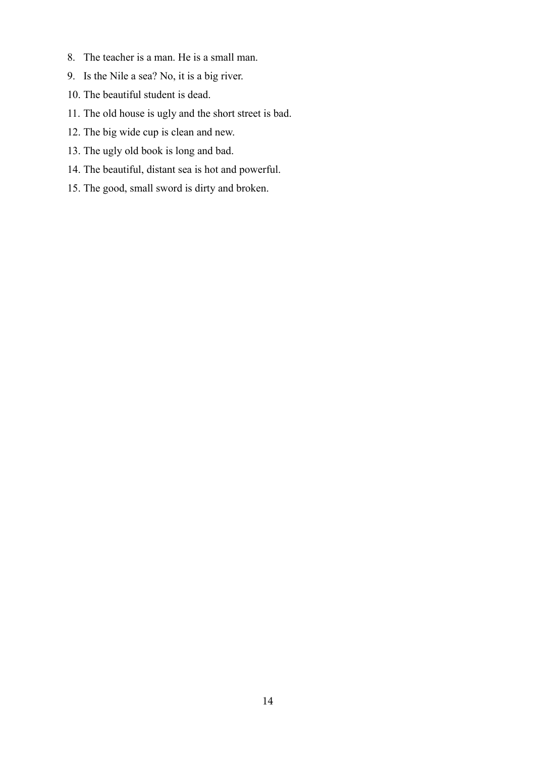8. The teacher is a man. He is a small man.
9. Is the Nile a sea? No, it is a big river.
10. The beautiful student is dead.
11. The old house is ugly and the short street is bad.
12. The big wide cup is clean and new.
13. The ugly old book is long and bad.
14. The beautiful, distant sea is hot and powerful.
15. The good, small sword is dirty and broken.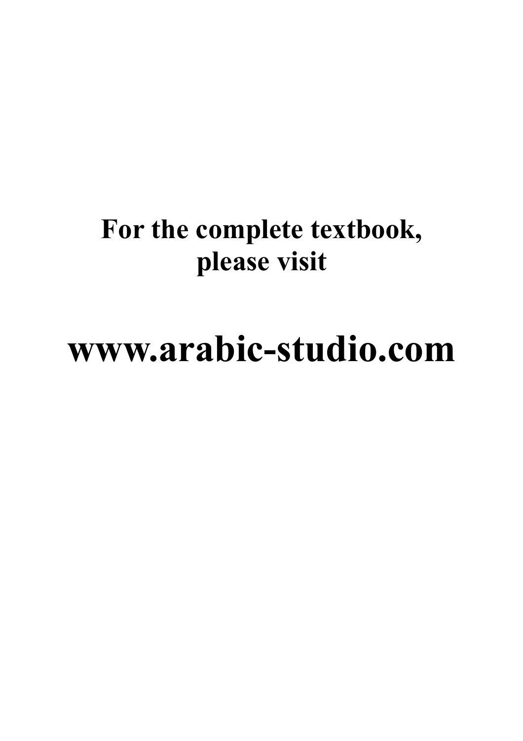**For the complete textbook, please visit**

# www.arabic-studio.com